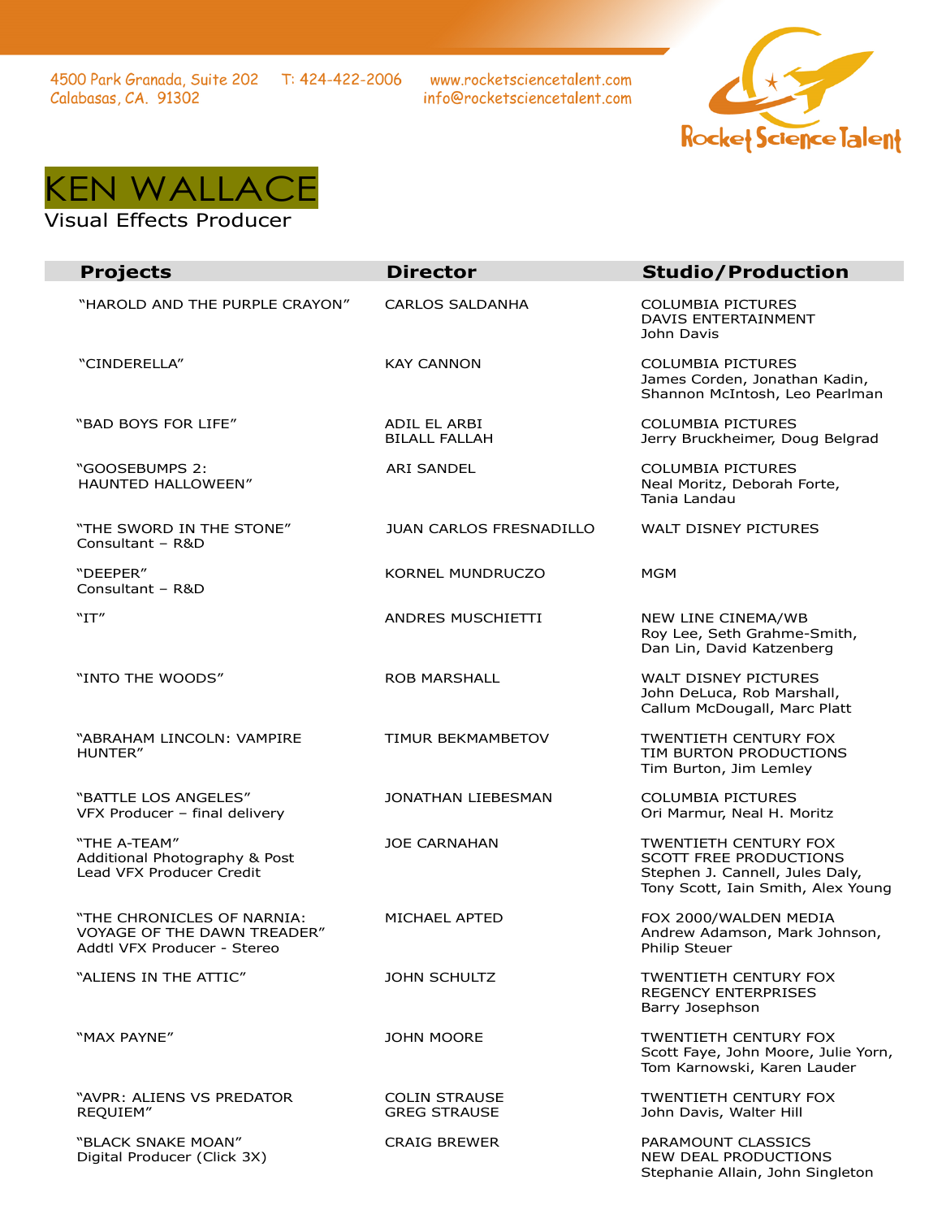4500 Park Granada, Suite 202
Calabasas, CA. 91302

T: 424-422-2006

www.rocketsciencetalent.com
info@rocketsciencetalent.com

Rocket Science Talent

# KEN WALLACE

Visual Effects Producer

| Projects | Director | Studio/Production |
|---|---|---|
| "HAROLD AND THE PURPLE CRAYON" | CARLOS SALDANHA | COLUMBIA PICTURES<br>DAVIS ENTERTAINMENT<br>John Davis |
| "CINDERELLA" | KAY CANNON | COLUMBIA PICTURES<br>James Corden, Jonathan Kadin, Shannon McIntosh, Leo Pearlman |
| "BAD BOYS FOR LIFE" | ADIL EL ARBI<br>BILALL FALLAH | COLUMBIA PICTURES<br>Jerry Bruckheimer, Doug Belgrad |
| "GOOSEBUMPS 2: HAUNTED HALLOWEEN" | ARI SANDEL | COLUMBIA PICTURES<br>Neal Moritz, Deborah Forte, Tania Landau |
| "THE SWORD IN THE STONE"<br>Consultant – R&D | JUAN CARLOS FRESNADILLO | WALT DISNEY PICTURES |
| "DEEPER"<br>Consultant – R&D | KORNEL MUNDRUCZO | MGM |
| "IT" | ANDRES MUSCHIETTI | NEW LINE CINEMA/WB<br>Roy Lee, Seth Grahme-Smith, Dan Lin, David Katzenberg |
| "INTO THE WOODS" | ROB MARSHALL | WALT DISNEY PICTURES<br>John DeLuca, Rob Marshall, Callum McDougall, Marc Platt |
| "ABRAHAM LINCOLN: VAMPIRE HUNTER" | TIMUR BEKMAMBETOV | TWENTIETH CENTURY FOX<br>TIM BURTON PRODUCTIONS<br>Tim Burton, Jim Lemley |
| "BATTLE LOS ANGELES"<br>VFX Producer – final delivery | JONATHAN LIEBESMAN | COLUMBIA PICTURES<br>Ori Marmur, Neal H. Moritz |
| "THE A-TEAM"<br>Additional Photography & Post<br>Lead VFX Producer Credit | JOE CARNAHAN | TWENTIETH CENTURY FOX<br>SCOTT FREE PRODUCTIONS<br>Stephen J. Cannell, Jules Daly, Tony Scott, Iain Smith, Alex Young |
| "THE CHRONICLES OF NARNIA: VOYAGE OF THE DAWN TREADER"<br>Addtl VFX Producer - Stereo | MICHAEL APTED | FOX 2000/WALDEN MEDIA<br>Andrew Adamson, Mark Johnson, Philip Steuer |
| "ALIENS IN THE ATTIC" | JOHN SCHULTZ | TWENTIETH CENTURY FOX<br>REGENCY ENTERPRISES<br>Barry Josephson |
| "MAX PAYNE" | JOHN MOORE | TWENTIETH CENTURY FOX<br>Scott Faye, John Moore, Julie Yorn, Tom Karnowski, Karen Lauder |
| "AVPR: ALIENS VS PREDATOR REQUIEM" | COLIN STRAUSE<br>GREG STRAUSE | TWENTIETH CENTURY FOX<br>John Davis, Walter Hill |
| "BLACK SNAKE MOAN"<br>Digital Producer (Click 3X) | CRAIG BREWER | PARAMOUNT CLASSICS<br>NEW DEAL PRODUCTIONS<br>Stephanie Allain, John Singleton |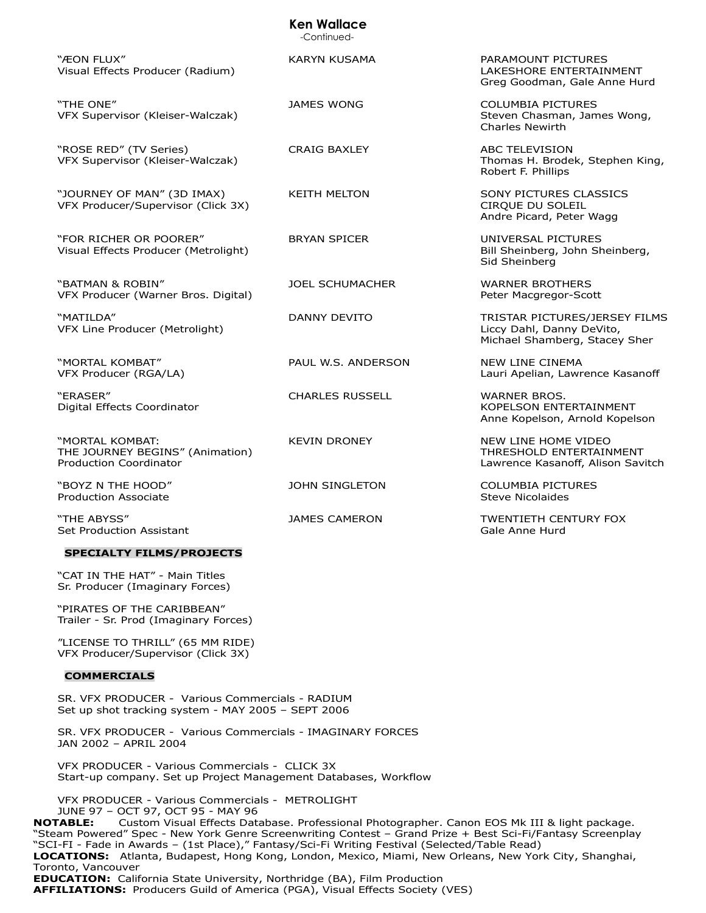**Ken Wallace**
-Continued-

| | | |
|---|---|---|
| "ÆON FLUX"<br>Visual Effects Producer (Radium) | KARYN KUSAMA | PARAMOUNT PICTURES<br>LAKESHORE ENTERTAINMENT<br>Greg Goodman, Gale Anne Hurd |
| "THE ONE"<br>VFX Supervisor (Kleiser-Walczak) | JAMES WONG | COLUMBIA PICTURES<br>Steven Chasman, James Wong, Charles Newirth |
| "ROSE RED" (TV Series)<br>VFX Supervisor (Kleiser-Walczak) | CRAIG BAXLEY | ABC TELEVISION<br>Thomas H. Brodek, Stephen King, Robert F. Phillips |
| "JOURNEY OF MAN" (3D IMAX)<br>VFX Producer/Supervisor (Click 3X) | KEITH MELTON | SONY PICTURES CLASSICS<br>CIRQUE DU SOLEIL<br>Andre Picard, Peter Wagg |
| "FOR RICHER OR POORER"<br>Visual Effects Producer (Metrolight) | BRYAN SPICER | UNIVERSAL PICTURES<br>Bill Sheinberg, John Sheinberg, Sid Sheinberg |
| "BATMAN & ROBIN"<br>VFX Producer (Warner Bros. Digital) | JOEL SCHUMACHER | WARNER BROTHERS<br>Peter Macgregor-Scott |
| "MATILDA"<br>VFX Line Producer (Metrolight) | DANNY DEVITO | TRISTAR PICTURES/JERSEY FILMS<br>Liccy Dahl, Danny DeVito, Michael Shamberg, Stacey Sher |
| "MORTAL KOMBAT"<br>VFX Producer (RGA/LA) | PAUL W.S. ANDERSON | NEW LINE CINEMA<br>Lauri Apelian, Lawrence Kasanoff |
| "ERASER"<br>Digital Effects Coordinator | CHARLES RUSSELL | WARNER BROS.<br>KOPELSON ENTERTAINMENT<br>Anne Kopelson, Arnold Kopelson |
| "MORTAL KOMBAT: THE JOURNEY BEGINS" (Animation)<br>Production Coordinator | KEVIN DRONEY | NEW LINE HOME VIDEO<br>THRESHOLD ENTERTAINMENT<br>Lawrence Kasanoff, Alison Savitch |
| "BOYZ N THE HOOD"<br>Production Associate | JOHN SINGLETON | COLUMBIA PICTURES<br>Steve Nicolaides |
| "THE ABYSS"<br>Set Production Assistant | JAMES CAMERON | TWENTIETH CENTURY FOX<br>Gale Anne Hurd |

**SPECIALTY FILMS/PROJECTS**

"CAT IN THE HAT" - Main Titles
Sr. Producer (Imaginary Forces)

"PIRATES OF THE CARIBBEAN"
Trailer - Sr. Prod (Imaginary Forces)

"LICENSE TO THRILL" (65 MM RIDE)
VFX Producer/Supervisor (Click 3X)

**COMMERCIALS**

SR. VFX PRODUCER - Various Commercials - RADIUM
Set up shot tracking system - MAY 2005 – SEPT 2006

SR. VFX PRODUCER - Various Commercials - IMAGINARY FORCES
JAN 2002 – APRIL 2004

VFX PRODUCER - Various Commercials - CLICK 3X
Start-up company. Set up Project Management Databases, Workflow

VFX PRODUCER - Various Commercials - METROLIGHT
JUNE 97 – OCT 97, OCT 95 - MAY 96

**NOTABLE:** Custom Visual Effects Database. Professional Photographer. Canon EOS Mk III & light package.
"Steam Powered" Spec - New York Genre Screenwriting Contest – Grand Prize + Best Sci-Fi/Fantasy Screenplay
"SCI-FI - Fade in Awards – (1st Place)," Fantasy/Sci-Fi Writing Festival (Selected/Table Read)

**LOCATIONS:** Atlanta, Budapest, Hong Kong, London, Mexico, Miami, New Orleans, New York City, Shanghai, Toronto, Vancouver

**EDUCATION:** California State University, Northridge (BA), Film Production

**AFFILIATIONS:** Producers Guild of America (PGA), Visual Effects Society (VES)